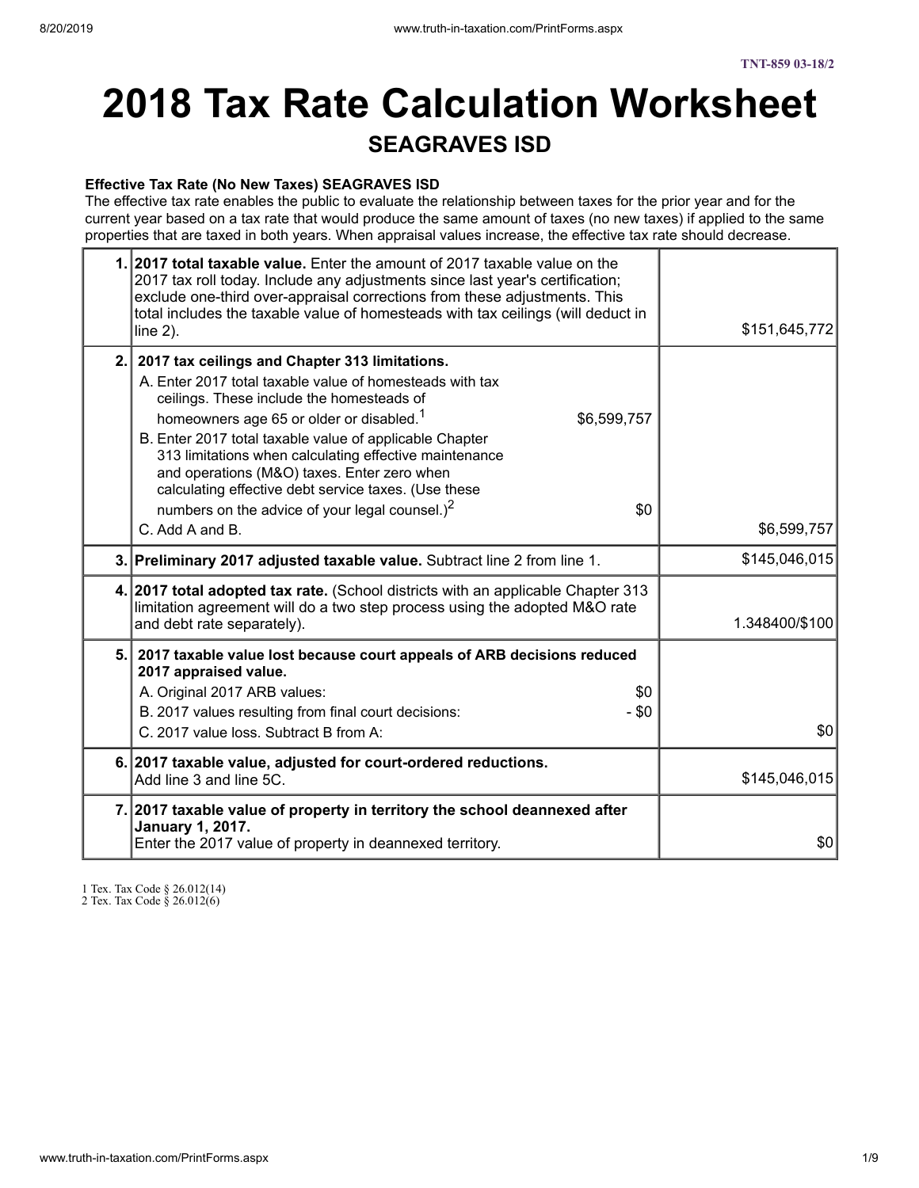TNT-859 03-18/2

# 2018 Tax Rate Calculation Worksheet

## SEAGRAVES ISD

**Effective Tax Rate (No New Taxes) SEAGRAVES ISD**

The effective tax rate enables the public to evaluate the relationship between taxes for the prior year and for the current year based on a tax rate that would produce the same amount of taxes (no new taxes) if applied to the same properties that are taxed in both years. When appraisal values increase, the effective tax rate should decrease.

| | | |
|---|---|---|
| 1. | **2017 total taxable value.** Enter the amount of 2017 taxable value on the 2017 tax roll today. Include any adjustments since last year's certification; exclude one-third over-appraisal corrections from these adjustments. This total includes the taxable value of homesteads with tax ceilings (will deduct in line 2). | $151,645,772 |
| 2. | **2017 tax ceilings and Chapter 313 limitations.**<br>A. Enter 2017 total taxable value of homesteads with tax ceilings. These include the homesteads of homeowners age 65 or older or disabled.[1] $6,599,757<br>B. Enter 2017 total taxable value of applicable Chapter 313 limitations when calculating effective maintenance and operations (M&O) taxes. Enter zero when calculating effective debt service taxes. (Use these numbers on the advice of your legal counsel.)[2] $0<br>C. Add A and B. | $6,599,757 |
| 3. | **Preliminary 2017 adjusted taxable value.** Subtract line 2 from line 1. | $145,046,015 |
| 4. | **2017 total adopted tax rate.** (School districts with an applicable Chapter 313 limitation agreement will do a two step process using the adopted M&O rate and debt rate separately). | 1.348400/$100 |
| 5. | **2017 taxable value lost because court appeals of ARB decisions reduced 2017 appraised value.**<br>A. Original 2017 ARB values: $0<br>B. 2017 values resulting from final court decisions: - $0<br>C. 2017 value loss. Subtract B from A: | $0 |
| 6. | **2017 taxable value, adjusted for court-ordered reductions.** Add line 3 and line 5C. | $145,046,015 |
| 7. | **2017 taxable value of property in territory the school deannexed after January 1, 2017.** Enter the 2017 value of property in deannexed territory. | $0 |

1 Tex. Tax Code § 26.012(14)
2 Tex. Tax Code § 26.012(6)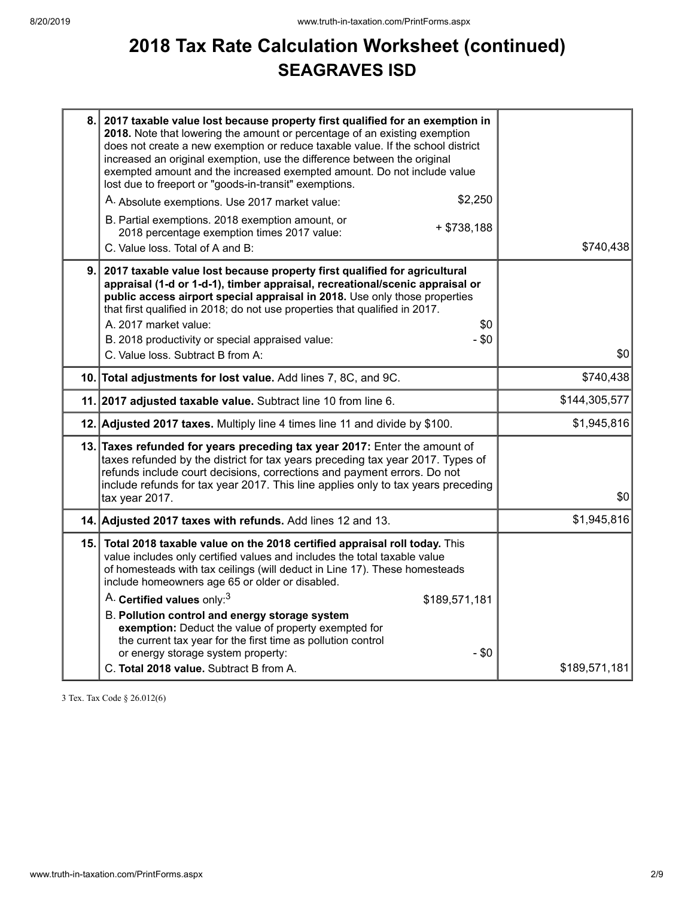# 2018 Tax Rate Calculation Worksheet (continued)
## SEAGRAVES ISD

| | | |
|---|---|---|
| 8. | **2017 taxable value lost because property first qualified for an exemption in 2018.** Note that lowering the amount or percentage of an existing exemption does not create a new exemption or reduce taxable value. If the school district increased an original exemption, use the difference between the original exempted amount and the increased exempted amount. Do not include value lost due to freeport or "goods-in-transit" exemptions.<br>A. Absolute exemptions. Use 2017 market value: $2,250<br>B. Partial exemptions. 2018 exemption amount, or 2018 percentage exemption times 2017 value: + $738,188<br>C. Value loss. Total of A and B: | $740,438 |
| 9. | **2017 taxable value lost because property first qualified for agricultural appraisal (1-d or 1-d-1), timber appraisal, recreational/scenic appraisal or public access airport special appraisal in 2018.** Use only those properties that first qualified in 2018; do not use properties that qualified in 2017.<br>A. 2017 market value: $0<br>B. 2018 productivity or special appraised value: - $0<br>C. Value loss. Subtract B from A: | $0 |
| 10. | **Total adjustments for lost value.** Add lines 7, 8C, and 9C. | $740,438 |
| 11. | **2017 adjusted taxable value.** Subtract line 10 from line 6. | $144,305,577 |
| 12. | **Adjusted 2017 taxes.** Multiply line 4 times line 11 and divide by $100. | $1,945,816 |
| 13. | **Taxes refunded for years preceding tax year 2017:** Enter the amount of taxes refunded by the district for tax years preceding tax year 2017. Types of refunds include court decisions, corrections and payment errors. Do not include refunds for tax year 2017. This line applies only to tax years preceding tax year 2017. | $0 |
| 14. | **Adjusted 2017 taxes with refunds.** Add lines 12 and 13. | $1,945,816 |
| 15. | **Total 2018 taxable value on the 2018 certified appraisal roll today.** This value includes only certified values and includes the total taxable value of homesteads with tax ceilings (will deduct in Line 17). These homesteads include homeowners age 65 or older or disabled.<br>A. **Certified values** only:[3] $189,571,181<br>B. **Pollution control and energy storage system exemption:** Deduct the value of property exempted for the current tax year for the first time as pollution control or energy storage system property: - $0<br>C. **Total 2018 value.** Subtract B from A. | $189,571,181 |

3 Tex. Tax Code § 26.012(6)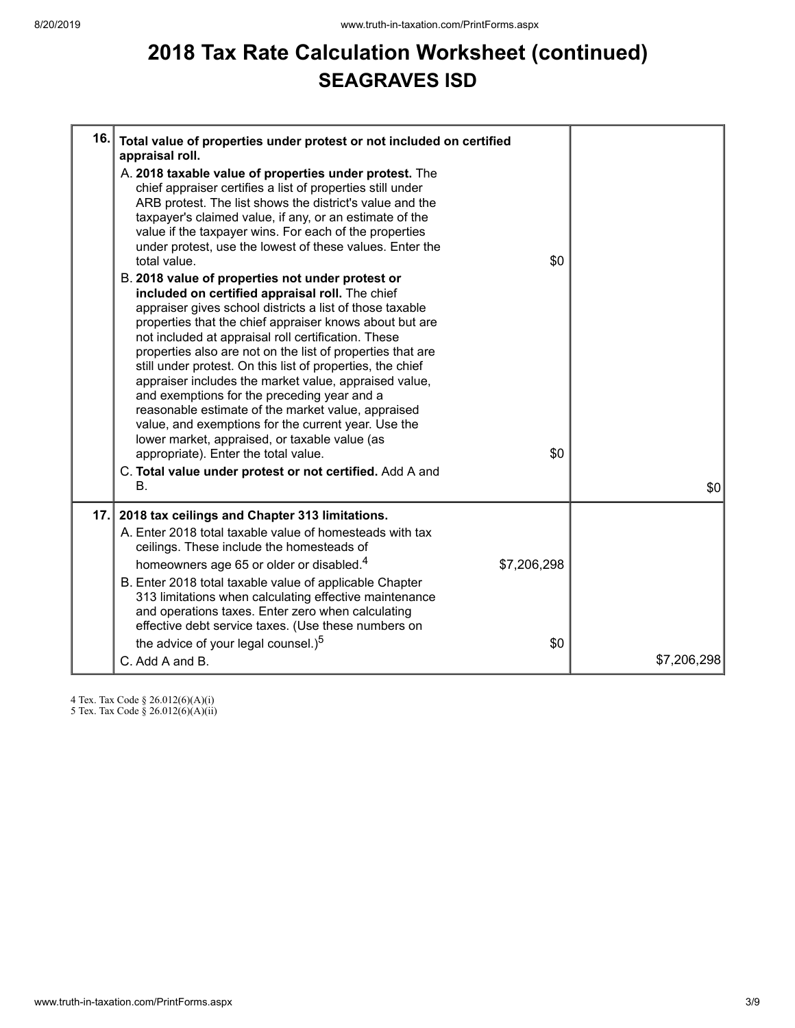# 2018 Tax Rate Calculation Worksheet (continued)

## SEAGRAVES ISD

| | | | |
|---|---|---|---|
| 16. | **Total value of properties under protest or not included on certified appraisal roll.**<br>A. **2018 taxable value of properties under protest.** The chief appraiser certifies a list of properties still under ARB protest. The list shows the district's value and the taxpayer's claimed value, if any, or an estimate of the value if the taxpayer wins. For each of the properties under protest, use the lowest of these values. Enter the total value.<br>B. **2018 value of properties not under protest or included on certified appraisal roll.** The chief appraiser gives school districts a list of those taxable properties that the chief appraiser knows about but are not included at appraisal roll certification. These properties also are not on the list of properties that are still under protest. On this list of properties, the chief appraiser includes the market value, appraised value, and exemptions for the preceding year and a reasonable estimate of the market value, appraised value, and exemptions for the current year. Use the lower market, appraised, or taxable value (as appropriate). Enter the total value.<br>C. **Total value under protest or not certified.** Add A and B. | A: $0<br>B: $0 | $0 |
| 17. | **2018 tax ceilings and Chapter 313 limitations.**<br>A. Enter 2018 total taxable value of homesteads with tax ceilings. These include the homesteads of homeowners age 65 or older or disabled.[4]<br>B. Enter 2018 total taxable value of applicable Chapter 313 limitations when calculating effective maintenance and operations taxes. Enter zero when calculating effective debt service taxes. (Use these numbers on the advice of your legal counsel.)[5]<br>C. Add A and B. | A: $7,206,298<br>B: $0 | $7,206,298 |

4 Tex. Tax Code § 26.012(6)(A)(i)
5 Tex. Tax Code § 26.012(6)(A)(ii)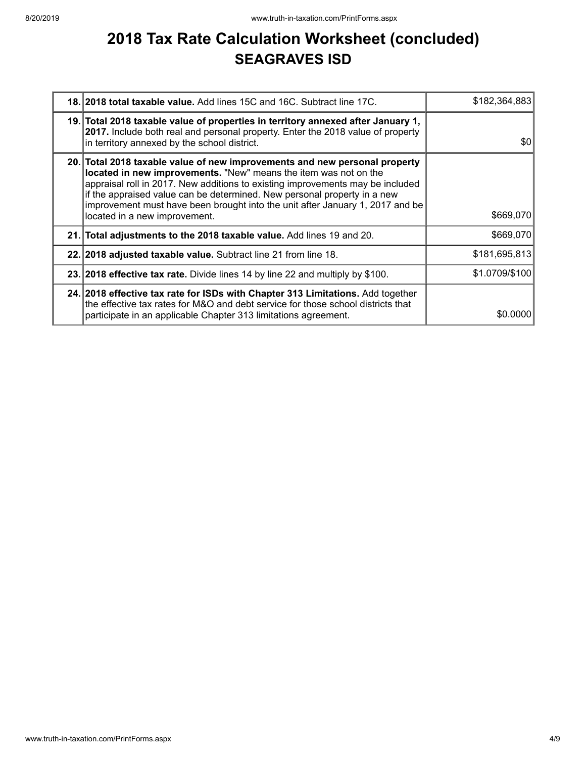# 2018 Tax Rate Calculation Worksheet (concluded)

## SEAGRAVES ISD

| | | |
|---|---|---|
| 18. | **2018 total taxable value.** Add lines 15C and 16C. Subtract line 17C. | $182,364,883 |
| 19. | **Total 2018 taxable value of properties in territory annexed after January 1, 2017.** Include both real and personal property. Enter the 2018 value of property in territory annexed by the school district. | $0 |
| 20. | **Total 2018 taxable value of new improvements and new personal property located in new improvements.** "New" means the item was not on the appraisal roll in 2017. New additions to existing improvements may be included if the appraised value can be determined. New personal property in a new improvement must have been brought into the unit after January 1, 2017 and be located in a new improvement. | $669,070 |
| 21. | **Total adjustments to the 2018 taxable value.** Add lines 19 and 20. | $669,070 |
| 22. | **2018 adjusted taxable value.** Subtract line 21 from line 18. | $181,695,813 |
| 23. | **2018 effective tax rate.** Divide lines 14 by line 22 and multiply by $100. | $1.0709/$100 |
| 24. | **2018 effective tax rate for ISDs with Chapter 313 Limitations.** Add together the effective tax rates for M&O and debt service for those school districts that participate in an applicable Chapter 313 limitations agreement. | $0.0000 |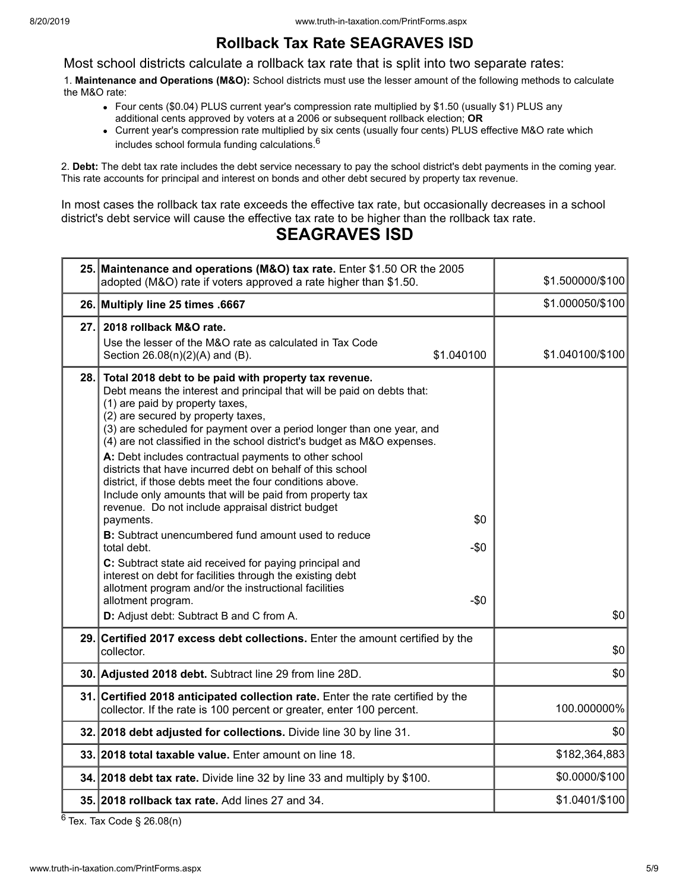# Rollback Tax Rate SEAGRAVES ISD

Most school districts calculate a rollback tax rate that is split into two separate rates:

1. **Maintenance and Operations (M&O):** School districts must use the lesser amount of the following methods to calculate the M&O rate:
   - Four cents ($0.04) PLUS current year's compression rate multiplied by $1.50 (usually $1) PLUS any additional cents approved by voters at a 2006 or subsequent rollback election; **OR**
   - Current year's compression rate multiplied by six cents (usually four cents) PLUS effective M&O rate which includes school formula funding calculations.[6]

2. **Debt:** The debt tax rate includes the debt service necessary to pay the school district's debt payments in the coming year. This rate accounts for principal and interest on bonds and other debt secured by property tax revenue.

In most cases the rollback tax rate exceeds the effective tax rate, but occasionally decreases in a school district's debt service will cause the effective tax rate to be higher than the rollback tax rate.

## SEAGRAVES ISD

| | | |
|---|---|---|
| 25. | **Maintenance and operations (M&O) tax rate.** Enter $1.50 OR the 2005 adopted (M&O) rate if voters approved a rate higher than $1.50. | $1.500000/$100 |
| 26. | **Multiply line 25 times .6667** | $1.000050/$100 |
| 27. | **2018 rollback M&O rate.**<br>Use the lesser of the M&O rate as calculated in Tax Code Section 26.08(n)(2)(A) and (B). $1.040100 | $1.040100/$100 |
| 28. | **Total 2018 debt to be paid with property tax revenue.**<br>Debt means the interest and principal that will be paid on debts that:<br>(1) are paid by property taxes,<br>(2) are secured by property taxes,<br>(3) are scheduled for payment over a period longer than one year, and<br>(4) are not classified in the school district's budget as M&O expenses.<br>**A:** Debt includes contractual payments to other school districts that have incurred debt on behalf of this school district, if those debts meet the four conditions above. Include only amounts that will be paid from property tax revenue. Do not include appraisal district budget payments. $0<br>**B:** Subtract unencumbered fund amount used to reduce total debt. -$0<br>**C:** Subtract state aid received for paying principal and interest on debt for facilities through the existing debt allotment program and/or the instructional facilities allotment program. -$0<br>**D:** Adjust debt: Subtract B and C from A. | $0 |
| 29. | **Certified 2017 excess debt collections.** Enter the amount certified by the collector. | $0 |
| 30. | **Adjusted 2018 debt.** Subtract line 29 from line 28D. | $0 |
| 31. | **Certified 2018 anticipated collection rate.** Enter the rate certified by the collector. If the rate is 100 percent or greater, enter 100 percent. | 100.000000% |
| 32. | **2018 debt adjusted for collections.** Divide line 30 by line 31. | $0 |
| 33. | **2018 total taxable value.** Enter amount on line 18. | $182,364,883 |
| 34. | **2018 debt tax rate.** Divide line 32 by line 33 and multiply by $100. | $0.0000/$100 |
| 35. | **2018 rollback tax rate.** Add lines 27 and 34. | $1.0401/$100 |

[6] Tex. Tax Code § 26.08(n)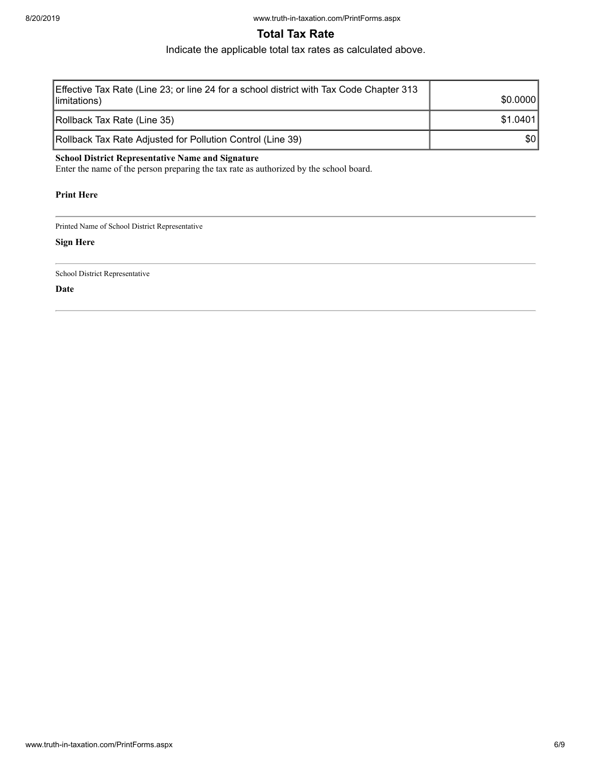## Total Tax Rate

Indicate the applicable total tax rates as calculated above.

| | |
|---|---|
| Effective Tax Rate (Line 23; or line 24 for a school district with Tax Code Chapter 313 limitations) | $0.0000 |
| Rollback Tax Rate (Line 35) | $1.0401 |
| Rollback Tax Rate Adjusted for Pollution Control (Line 39) | $0 |

**School District Representative Name and Signature**
Enter the name of the person preparing the tax rate as authorized by the school board.

**Print Here**

---

Printed Name of School District Representative

**Sign Here**

---

School District Representative

**Date**

---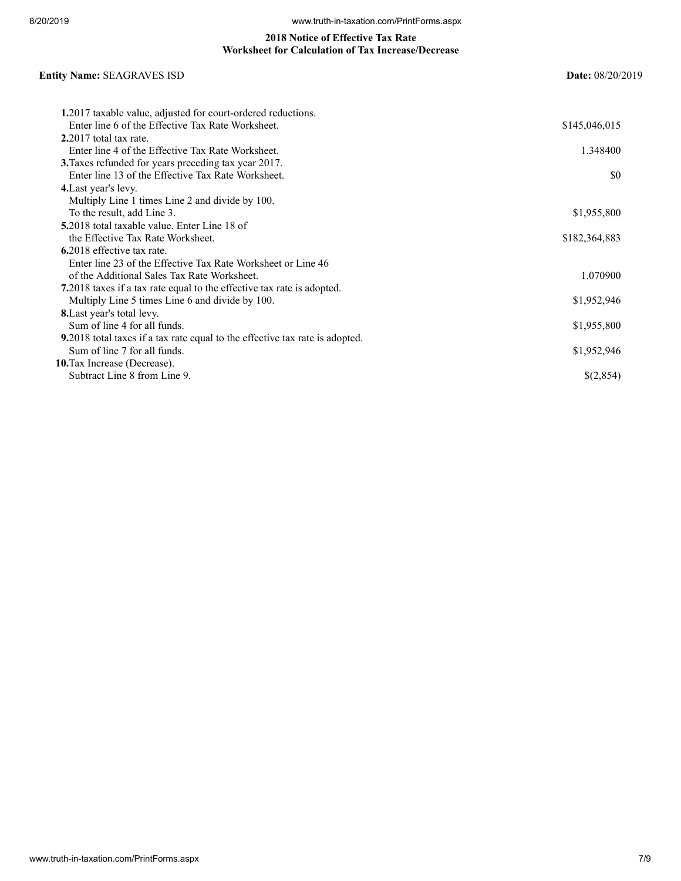## 2018 Notice of Effective Tax Rate
## Worksheet for Calculation of Tax Increase/Decrease

**Entity Name:** SEAGRAVES ISD **Date:** 08/20/2019

| | |
|---|---|
| **1.** 2017 taxable value, adjusted for court-ordered reductions. Enter line 6 of the Effective Tax Rate Worksheet. | $145,046,015 |
| **2.** 2017 total tax rate. Enter line 4 of the Effective Tax Rate Worksheet. | 1.348400 |
| **3.** Taxes refunded for years preceding tax year 2017. Enter line 13 of the Effective Tax Rate Worksheet. | $0 |
| **4.** Last year's levy. Multiply Line 1 times Line 2 and divide by 100. To the result, add Line 3. | $1,955,800 |
| **5.** 2018 total taxable value. Enter Line 18 of the Effective Tax Rate Worksheet. | $182,364,883 |
| **6.** 2018 effective tax rate. Enter line 23 of the Effective Tax Rate Worksheet or Line 46 of the Additional Sales Tax Rate Worksheet. | 1.070900 |
| **7.** 2018 taxes if a tax rate equal to the effective tax rate is adopted. Multiply Line 5 times Line 6 and divide by 100. | $1,952,946 |
| **8.** Last year's total levy. Sum of line 4 for all funds. | $1,955,800 |
| **9.** 2018 total taxes if a tax rate equal to the effective tax rate is adopted. Sum of line 7 for all funds. | $1,952,946 |
| **10.** Tax Increase (Decrease). Subtract Line 8 from Line 9. | $(2,854) |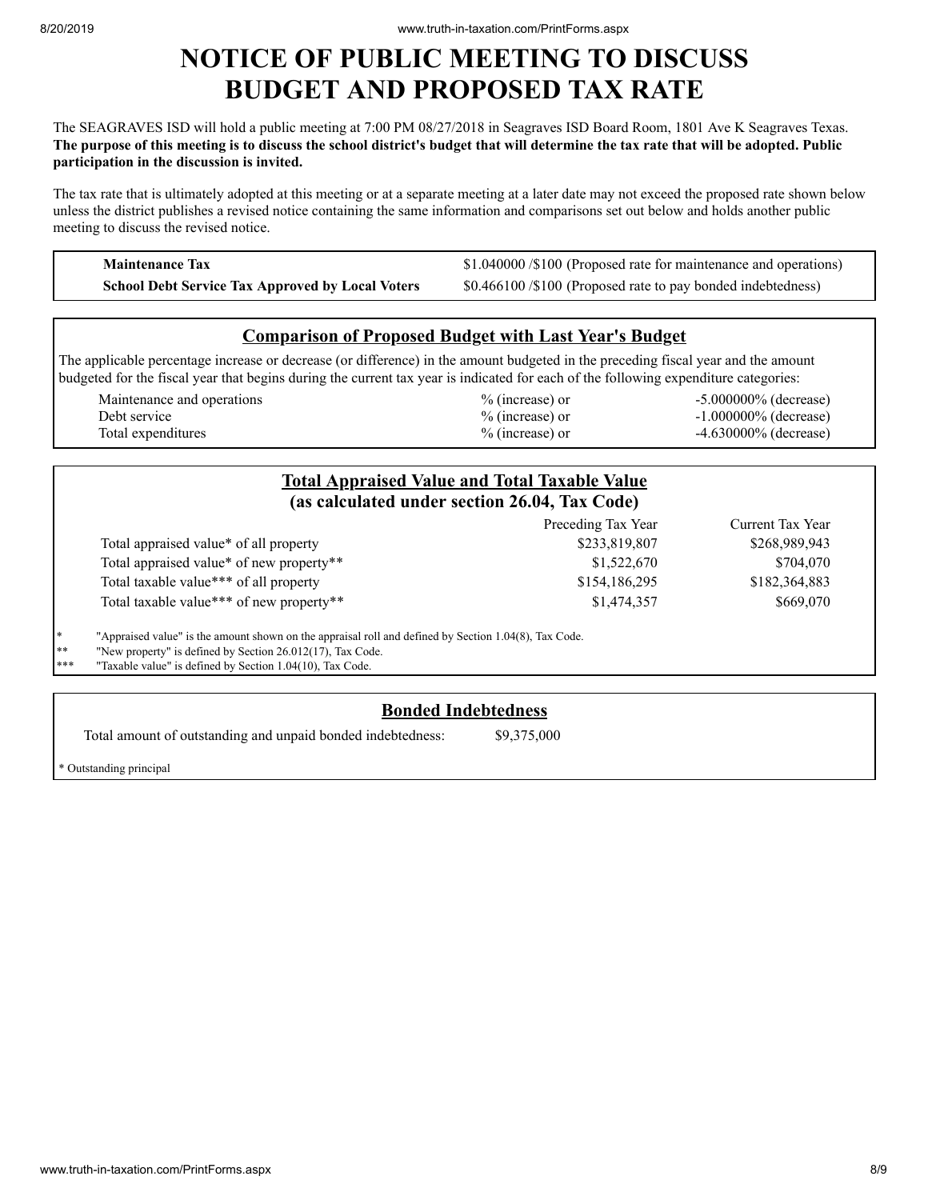# NOTICE OF PUBLIC MEETING TO DISCUSS BUDGET AND PROPOSED TAX RATE

The SEAGRAVES ISD will hold a public meeting at 7:00 PM 08/27/2018 in Seagraves ISD Board Room, 1801 Ave K Seagraves Texas. **The purpose of this meeting is to discuss the school district's budget that will determine the tax rate that will be adopted. Public participation in the discussion is invited.**

The tax rate that is ultimately adopted at this meeting or at a separate meeting at a later date may not exceed the proposed rate shown below unless the district publishes a revised notice containing the same information and comparisons set out below and holds another public meeting to discuss the revised notice.

| | |
|---|---|
| **Maintenance Tax** | $1.040000 /$100 (Proposed rate for maintenance and operations) |
| **School Debt Service Tax Approved by Local Voters** | $0.466100 /$100 (Proposed rate to pay bonded indebtedness) |

## Comparison of Proposed Budget with Last Year's Budget

The applicable percentage increase or decrease (or difference) in the amount budgeted in the preceding fiscal year and the amount budgeted for the fiscal year that begins during the current tax year is indicated for each of the following expenditure categories:

| | | |
|---|---|---|
| Maintenance and operations | % (increase) or | -5.000000% (decrease) |
| Debt service | % (increase) or | -1.000000% (decrease) |
| Total expenditures | % (increase) or | -4.630000% (decrease) |

## Total Appraised Value and Total Taxable Value (as calculated under section 26.04, Tax Code)

| | Preceding Tax Year | Current Tax Year |
|---|---|---|
| Total appraised value* of all property | $233,819,807 | $268,989,943 |
| Total appraised value* of new property** | $1,522,670 | $704,070 |
| Total taxable value*** of all property | $154,186,295 | $182,364,883 |
| Total taxable value*** of new property** | $1,474,357 | $669,070 |

\* "Appraised value" is the amount shown on the appraisal roll and defined by Section 1.04(8), Tax Code.
\** "New property" is defined by Section 26.012(17), Tax Code.
\*** "Taxable value" is defined by Section 1.04(10), Tax Code.

## Bonded Indebtedness

Total amount of outstanding and unpaid bonded indebtedness: $9,375,000

\* Outstanding principal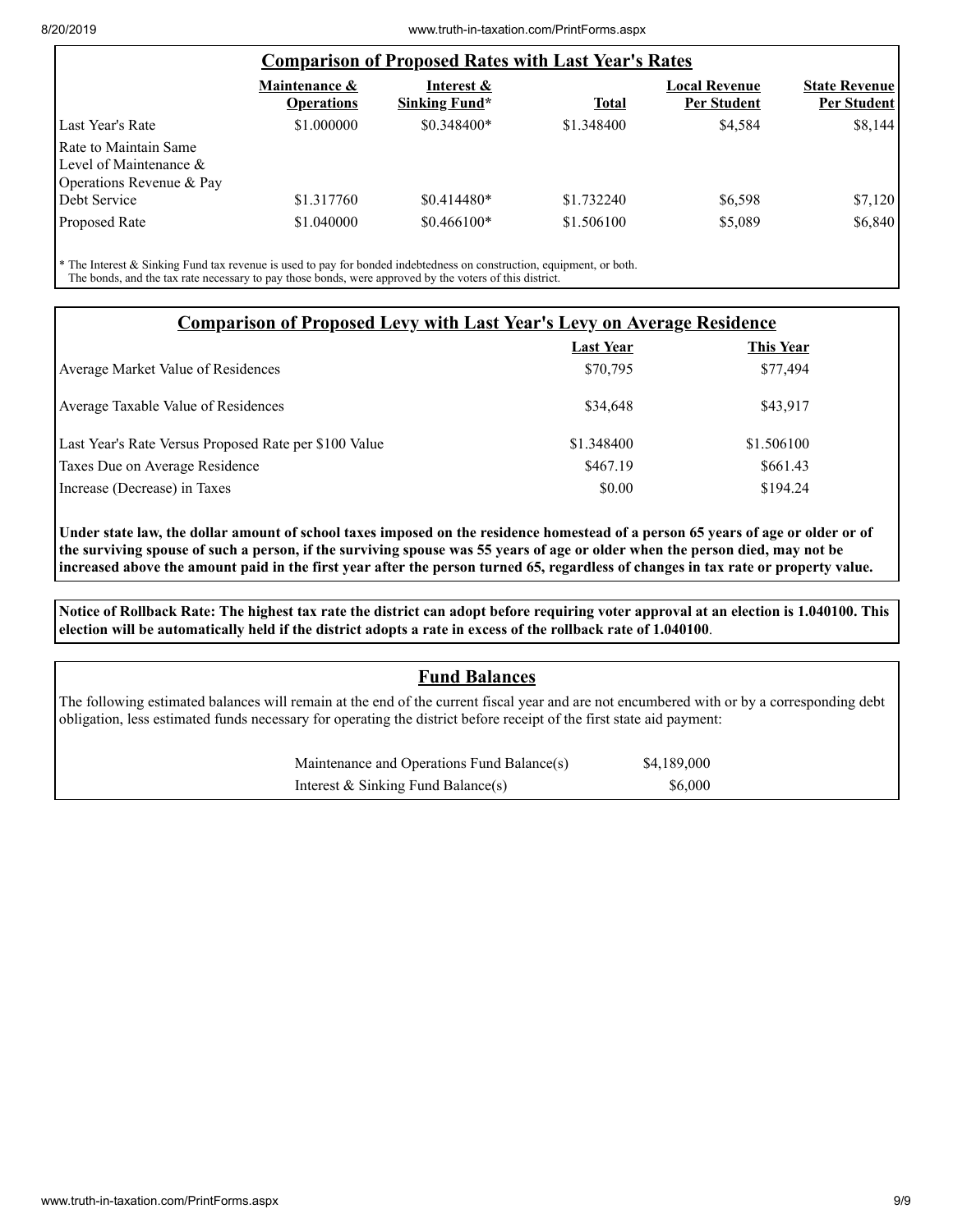## Comparison of Proposed Rates with Last Year's Rates

| | Maintenance & Operations | Interest & Sinking Fund* | Total | Local Revenue Per Student | State Revenue Per Student |
|---|---|---|---|---|---|
| Last Year's Rate | $1.000000 | $0.348400* | $1.348400 | $4,584 | $8,144 |
| Rate to Maintain Same Level of Maintenance & Operations Revenue & Pay Debt Service | $1.317760 | $0.414480* | $1.732240 | $6,598 | $7,120 |
| Proposed Rate | $1.040000 | $0.466100* | $1.506100 | $5,089 | $6,840 |

* The Interest & Sinking Fund tax revenue is used to pay for bonded indebtedness on construction, equipment, or both. The bonds, and the tax rate necessary to pay those bonds, were approved by the voters of this district.

## Comparison of Proposed Levy with Last Year's Levy on Average Residence

| | Last Year | This Year |
|---|---|---|
| Average Market Value of Residences | $70,795 | $77,494 |
| Average Taxable Value of Residences | $34,648 | $43,917 |
| Last Year's Rate Versus Proposed Rate per $100 Value | $1.348400 | $1.506100 |
| Taxes Due on Average Residence | $467.19 | $661.43 |
| Increase (Decrease) in Taxes | $0.00 | $194.24 |

**Under state law, the dollar amount of school taxes imposed on the residence homestead of a person 65 years of age or older or of the surviving spouse of such a person, if the surviving spouse was 55 years of age or older when the person died, may not be increased above the amount paid in the first year after the person turned 65, regardless of changes in tax rate or property value.**

**Notice of Rollback Rate: The highest tax rate the district can adopt before requiring voter approval at an election is 1.040100. This election will be automatically held if the district adopts a rate in excess of the rollback rate of 1.040100**.

## Fund Balances

The following estimated balances will remain at the end of the current fiscal year and are not encumbered with or by a corresponding debt obligation, less estimated funds necessary for operating the district before receipt of the first state aid payment:

| | |
|---|---|
| Maintenance and Operations Fund Balance(s) | $4,189,000 |
| Interest & Sinking Fund Balance(s) | $6,000 |